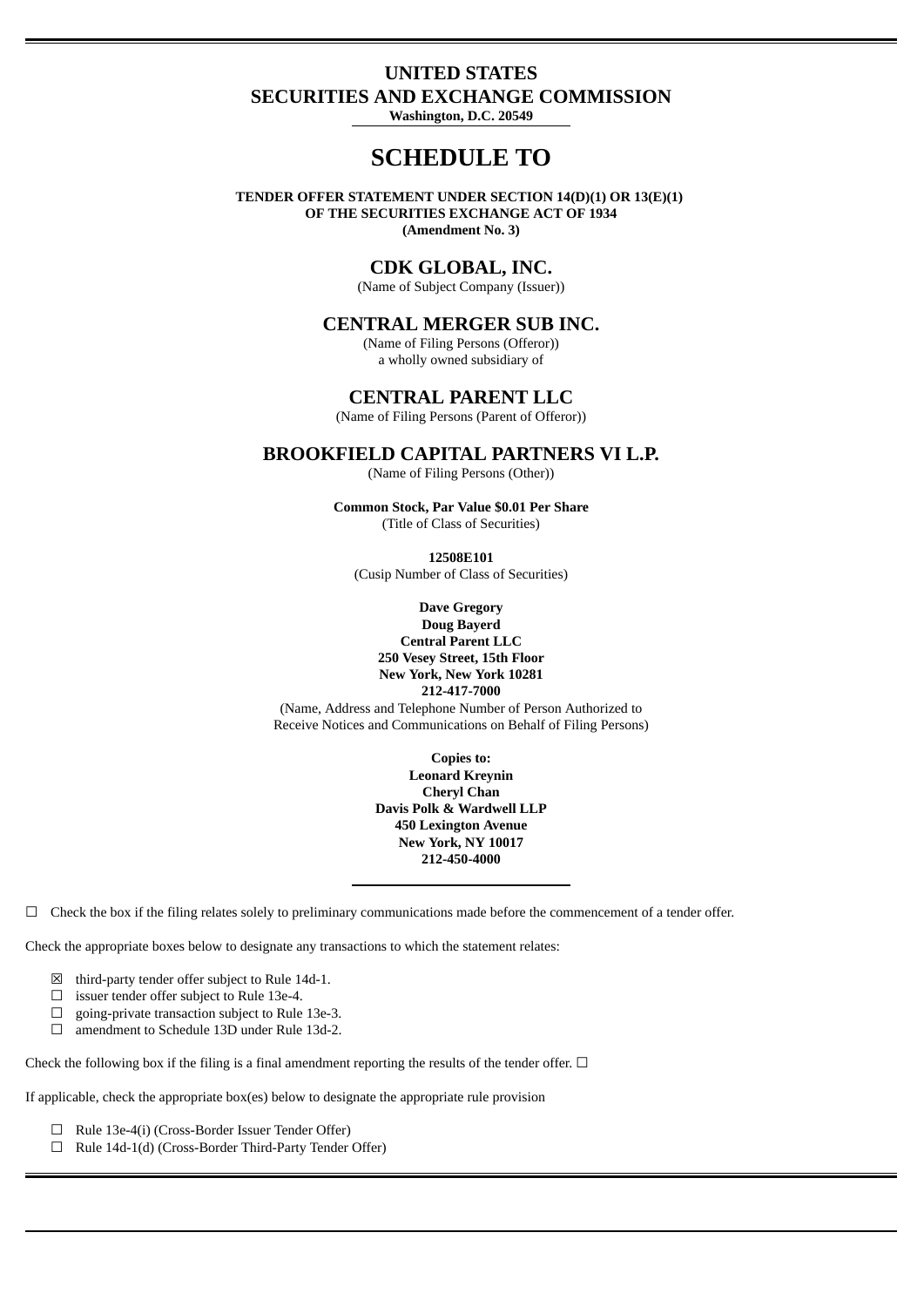# UNITED STATES
# SECURITIES AND EXCHANGE COMMISSION

**Washington, D.C. 20549**

# SCHEDULE TO

**TENDER OFFER STATEMENT UNDER SECTION 14(D)(1) OR 13(E)(1)**
**OF THE SECURITIES EXCHANGE ACT OF 1934**
**(Amendment No. 3)**

## CDK GLOBAL, INC.

(Name of Subject Company (Issuer))

## CENTRAL MERGER SUB INC.

(Name of Filing Persons (Offeror))
a wholly owned subsidiary of

## CENTRAL PARENT LLC

(Name of Filing Persons (Parent of Offeror))

## BROOKFIELD CAPITAL PARTNERS VI L.P.

(Name of Filing Persons (Other))

**Common Stock, Par Value $0.01 Per Share**
(Title of Class of Securities)

**12508E101**
(Cusip Number of Class of Securities)

**Dave Gregory**
**Doug Bayerd**
**Central Parent LLC**
**250 Vesey Street, 15th Floor**
**New York, New York 10281**
**212-417-7000**
(Name, Address and Telephone Number of Person Authorized to Receive Notices and Communications on Behalf of Filing Persons)

**Copies to:**
**Leonard Kreynin**
**Cheryl Chan**
**Davis Polk & Wardwell LLP**
**450 Lexington Avenue**
**New York, NY 10017**
**212-450-4000**

---

☐ Check the box if the filing relates solely to preliminary communications made before the commencement of a tender offer.

Check the appropriate boxes below to designate any transactions to which the statement relates:

- ☒ third-party tender offer subject to Rule 14d-1.
- ☐ issuer tender offer subject to Rule 13e-4.
- ☐ going-private transaction subject to Rule 13e-3.
- ☐ amendment to Schedule 13D under Rule 13d-2.

Check the following box if the filing is a final amendment reporting the results of the tender offer. ☐

If applicable, check the appropriate box(es) below to designate the appropriate rule provision

- ☐ Rule 13e-4(i) (Cross-Border Issuer Tender Offer)
- ☐ Rule 14d-1(d) (Cross-Border Third-Party Tender Offer)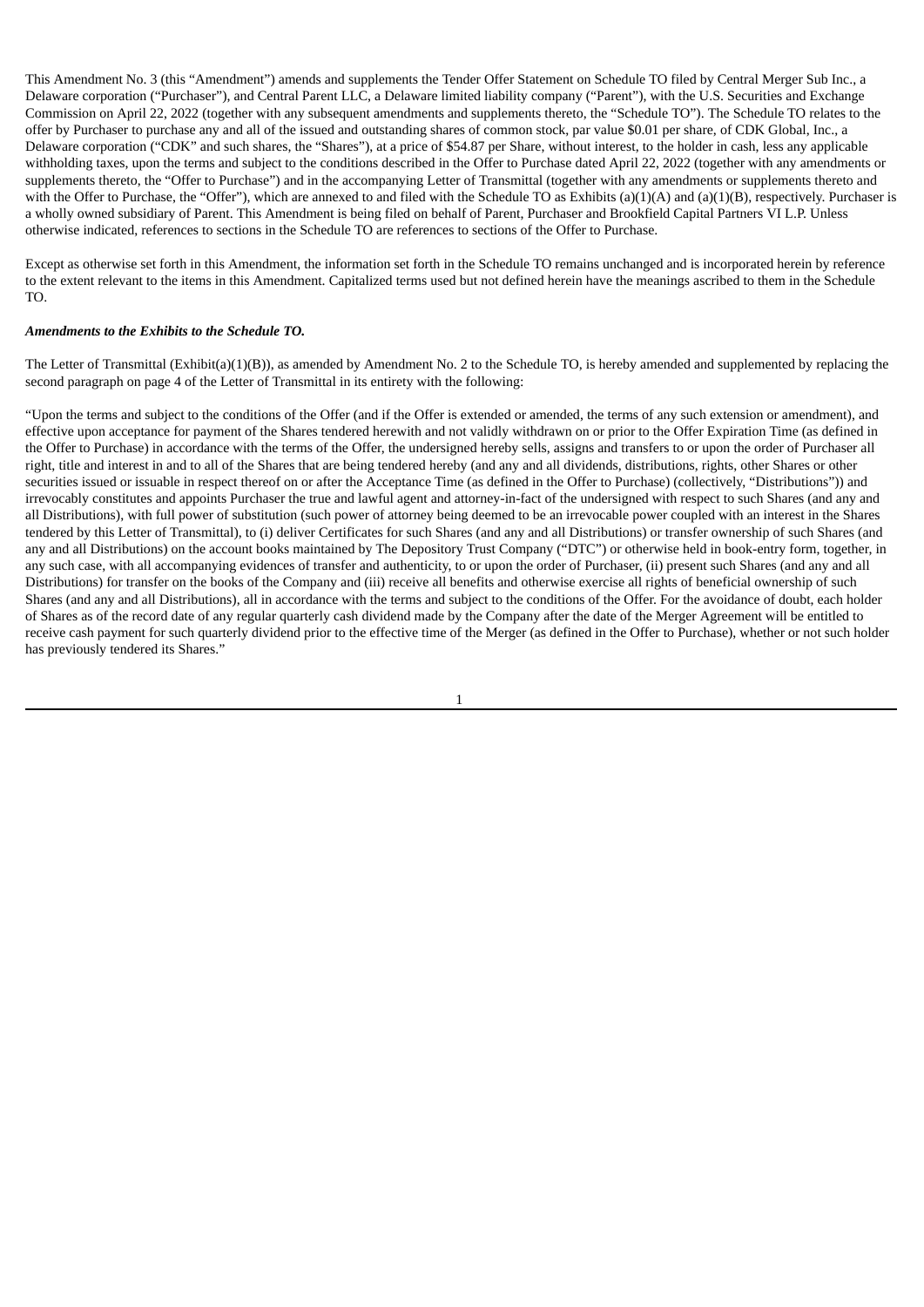This Amendment No. 3 (this "Amendment") amends and supplements the Tender Offer Statement on Schedule TO filed by Central Merger Sub Inc., a Delaware corporation ("Purchaser"), and Central Parent LLC, a Delaware limited liability company ("Parent"), with the U.S. Securities and Exchange Commission on April 22, 2022 (together with any subsequent amendments and supplements thereto, the "Schedule TO"). The Schedule TO relates to the offer by Purchaser to purchase any and all of the issued and outstanding shares of common stock, par value $0.01 per share, of CDK Global, Inc., a Delaware corporation ("CDK" and such shares, the "Shares"), at a price of $54.87 per Share, without interest, to the holder in cash, less any applicable withholding taxes, upon the terms and subject to the conditions described in the Offer to Purchase dated April 22, 2022 (together with any amendments or supplements thereto, the "Offer to Purchase") and in the accompanying Letter of Transmittal (together with any amendments or supplements thereto and with the Offer to Purchase, the "Offer"), which are annexed to and filed with the Schedule TO as Exhibits (a)(1)(A) and (a)(1)(B), respectively. Purchaser is a wholly owned subsidiary of Parent. This Amendment is being filed on behalf of Parent, Purchaser and Brookfield Capital Partners VI L.P. Unless otherwise indicated, references to sections in the Schedule TO are references to sections of the Offer to Purchase.

Except as otherwise set forth in this Amendment, the information set forth in the Schedule TO remains unchanged and is incorporated herein by reference to the extent relevant to the items in this Amendment. Capitalized terms used but not defined herein have the meanings ascribed to them in the Schedule TO.

***Amendments to the Exhibits to the Schedule TO.***

The Letter of Transmittal (Exhibit(a)(1)(B)), as amended by Amendment No. 2 to the Schedule TO, is hereby amended and supplemented by replacing the second paragraph on page 4 of the Letter of Transmittal in its entirety with the following:

"Upon the terms and subject to the conditions of the Offer (and if the Offer is extended or amended, the terms of any such extension or amendment), and effective upon acceptance for payment of the Shares tendered herewith and not validly withdrawn on or prior to the Offer Expiration Time (as defined in the Offer to Purchase) in accordance with the terms of the Offer, the undersigned hereby sells, assigns and transfers to or upon the order of Purchaser all right, title and interest in and to all of the Shares that are being tendered hereby (and any and all dividends, distributions, rights, other Shares or other securities issued or issuable in respect thereof on or after the Acceptance Time (as defined in the Offer to Purchase) (collectively, "Distributions")) and irrevocably constitutes and appoints Purchaser the true and lawful agent and attorney-in-fact of the undersigned with respect to such Shares (and any and all Distributions), with full power of substitution (such power of attorney being deemed to be an irrevocable power coupled with an interest in the Shares tendered by this Letter of Transmittal), to (i) deliver Certificates for such Shares (and any and all Distributions) or transfer ownership of such Shares (and any and all Distributions) on the account books maintained by The Depository Trust Company ("DTC") or otherwise held in book-entry form, together, in any such case, with all accompanying evidences of transfer and authenticity, to or upon the order of Purchaser, (ii) present such Shares (and any and all Distributions) for transfer on the books of the Company and (iii) receive all benefits and otherwise exercise all rights of beneficial ownership of such Shares (and any and all Distributions), all in accordance with the terms and subject to the conditions of the Offer. For the avoidance of doubt, each holder of Shares as of the record date of any regular quarterly cash dividend made by the Company after the date of the Merger Agreement will be entitled to receive cash payment for such quarterly dividend prior to the effective time of the Merger (as defined in the Offer to Purchase), whether or not such holder has previously tendered its Shares."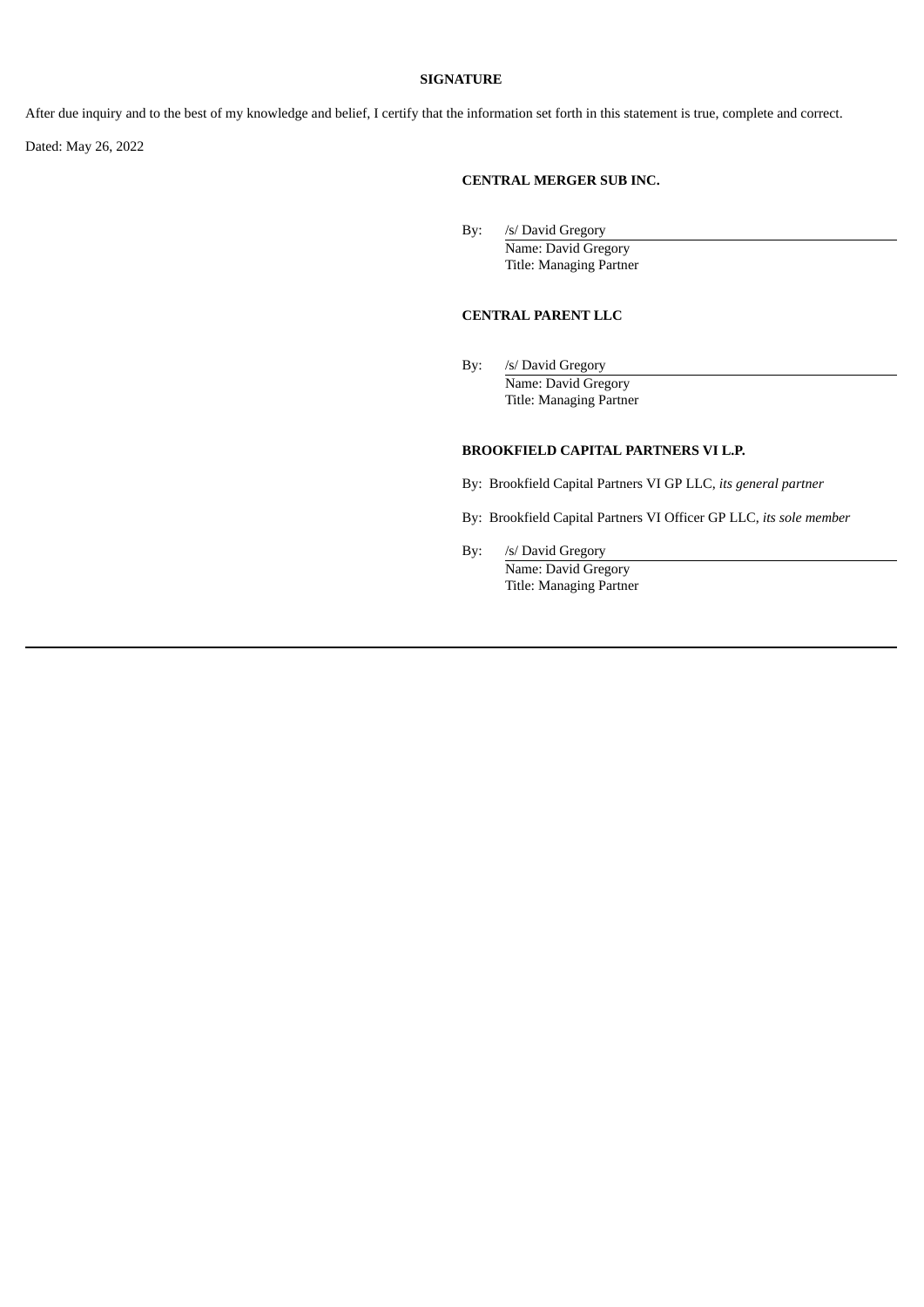**SIGNATURE**

After due inquiry and to the best of my knowledge and belief, I certify that the information set forth in this statement is true, complete and correct.

Dated: May 26, 2022

**CENTRAL MERGER SUB INC.**

By: /s/ David Gregory
Name: David Gregory
Title: Managing Partner

**CENTRAL PARENT LLC**

By: /s/ David Gregory
Name: David Gregory
Title: Managing Partner

**BROOKFIELD CAPITAL PARTNERS VI L.P.**

By: Brookfield Capital Partners VI GP LLC, *its general partner*

By: Brookfield Capital Partners VI Officer GP LLC, *its sole member*

By: /s/ David Gregory
Name: David Gregory
Title: Managing Partner